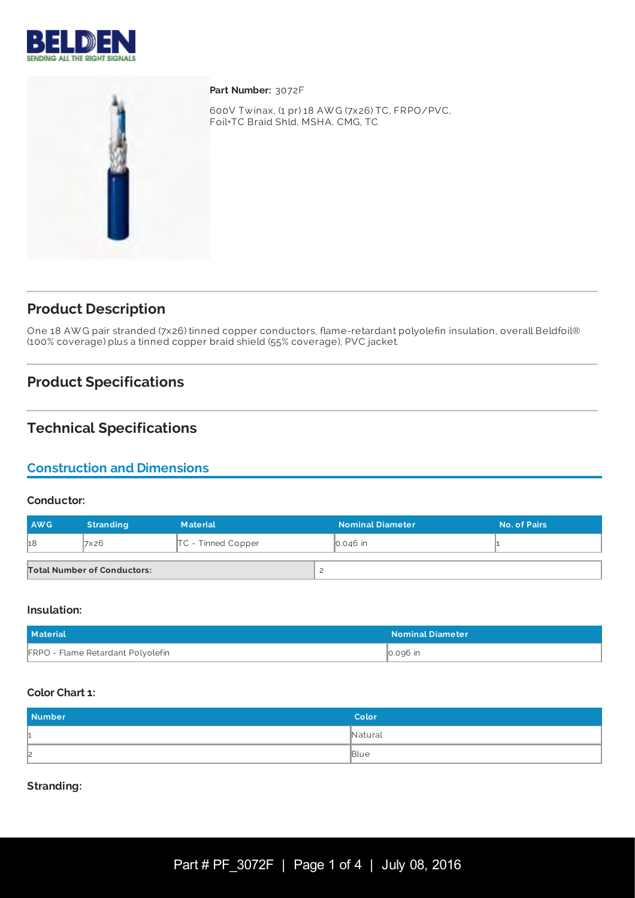**Part Number:** 3072F

600V Twinax, (1 pr) 18 AWG (7x26) TC, FRPO/PVC, Foil+TC Braid Shld, MSHA, CMG, TC

## Product Description

One 18 AWG pair stranded (7x26) tinned copper conductors, flame-retardant polyolefin insulation, overall Beldfoil® (100% coverage) plus a tinned copper braid shield (55% coverage), PVC jacket.

## Product Specifications

## Technical Specifications

### Construction and Dimensions

#### Conductor:

| AWG | Stranding | Material | Nominal Diameter | No. of Pairs |
|---|---|---|---|---|
| 18 | 7x26 | TC - Tinned Copper | 0.046 in | 1 |

| Total Number of Conductors: | 2 |
|---|---|

#### Insulation:

| Material | Nominal Diameter |
|---|---|
| FRPO - Flame Retardant Polyolefin | 0.096 in |

#### Color Chart 1:

| Number | Color |
|---|---|
| 1 | Natural |
| 2 | Blue |

#### Stranding: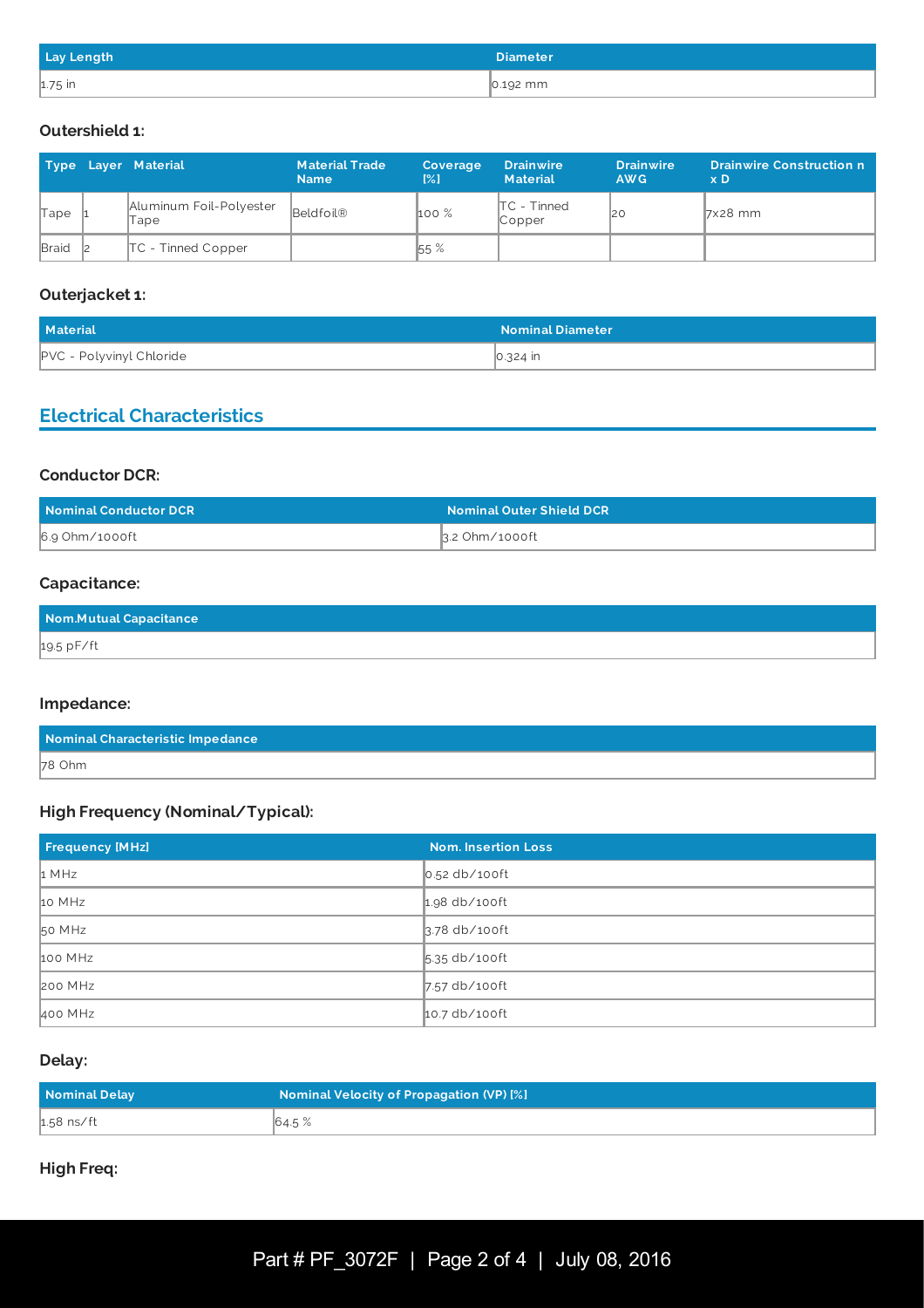| Lay Length | Diameter |
| --- | --- |
| 1.75 in | 0.192 mm |

### Outershield 1:

| Type | Layer | Material | Material Trade Name | Coverage [%] | Drainwire Material | Drainwire AWG | Drainwire Construction n x D |
| --- | --- | --- | --- | --- | --- | --- | --- |
| Tape | 1 | Aluminum Foil-Polyester Tape | Beldfoil® | 100 % | TC - Tinned Copper | 20 | 7x28 mm |
| Braid | 2 | TC - Tinned Copper | | 55 % | | | |

### Outerjacket 1:

| Material | Nominal Diameter |
| --- | --- |
| PVC - Polyvinyl Chloride | 0.324 in |

## Electrical Characteristics

### Conductor DCR:

| Nominal Conductor DCR | Nominal Outer Shield DCR |
| --- | --- |
| 6.9 Ohm/1000ft | 3.2 Ohm/1000ft |

### Capacitance:

| Nom.Mutual Capacitance |
| --- |
| 19.5 pF/ft |

### Impedance:

| Nominal Characteristic Impedance |
| --- |
| 78 Ohm |

### High Frequency (Nominal/Typical):

| Frequency [MHz] | Nom. Insertion Loss |
| --- | --- |
| 1 MHz | 0.52 db/100ft |
| 10 MHz | 1.98 db/100ft |
| 50 MHz | 3.78 db/100ft |
| 100 MHz | 5.35 db/100ft |
| 200 MHz | 7.57 db/100ft |
| 400 MHz | 10.7 db/100ft |

### Delay:

| Nominal Delay | Nominal Velocity of Propagation (VP) [%] |
| --- | --- |
| 1.58 ns/ft | 64.5 % |

### High Freq: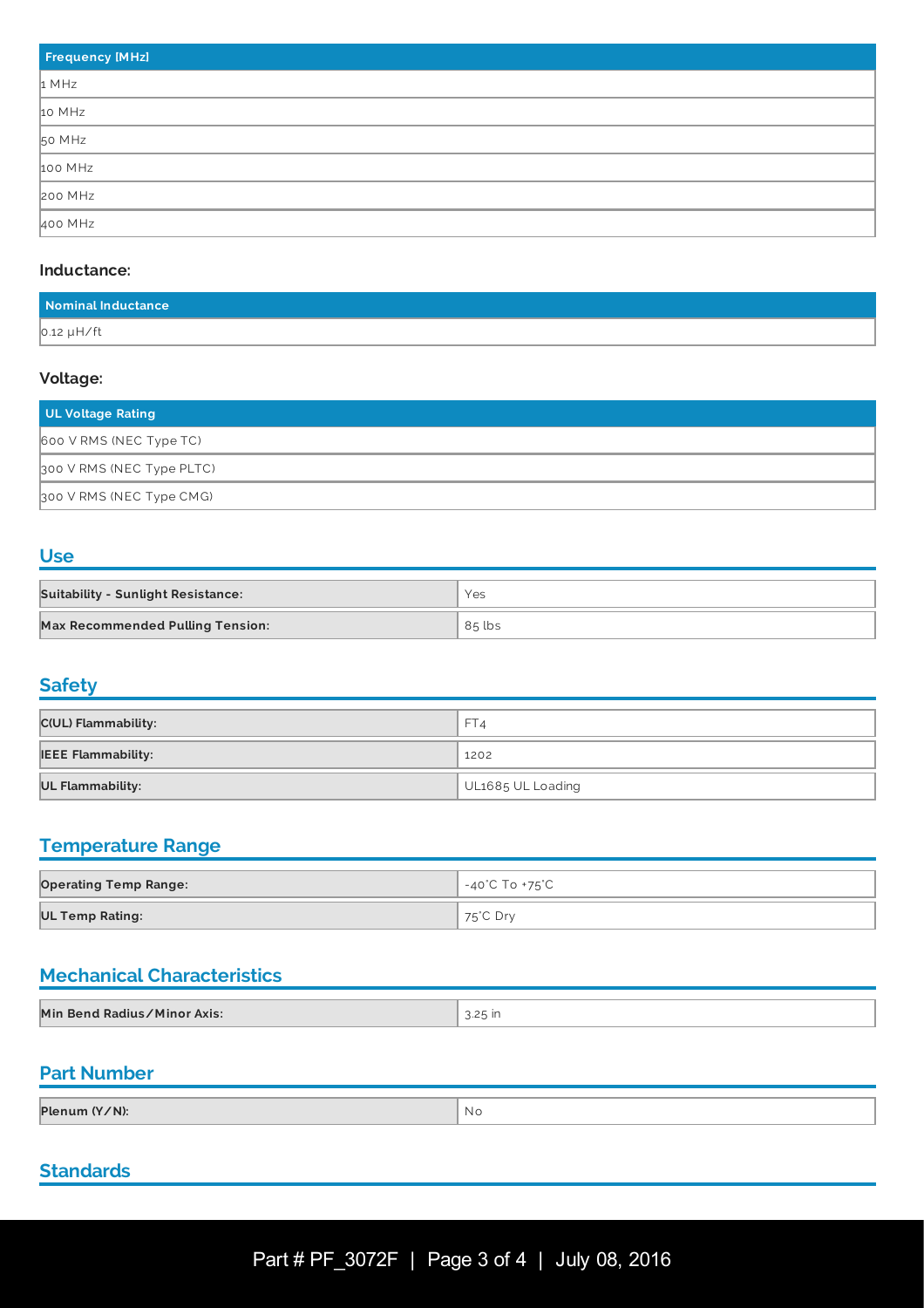| Frequency [MHz] |
| --- |
| 1 MHz |
| 10 MHz |
| 50 MHz |
| 100 MHz |
| 200 MHz |
| 400 MHz |

### Inductance:

| Nominal Inductance |
| --- |
| 0.12 µH/ft |

### Voltage:

| UL Voltage Rating |
| --- |
| 600 V RMS (NEC Type TC) |
| 300 V RMS (NEC Type PLTC) |
| 300 V RMS (NEC Type CMG) |

## Use

| | |
| --- | --- |
| **Suitability - Sunlight Resistance:** | Yes |
| **Max Recommended Pulling Tension:** | 85 lbs |

## Safety

| | |
| --- | --- |
| **C(UL) Flammability:** | FT4 |
| **IEEE Flammability:** | 1202 |
| **UL Flammability:** | UL1685 UL Loading |

## Temperature Range

| | |
| --- | --- |
| **Operating Temp Range:** | -40°C To +75°C |
| **UL Temp Rating:** | 75°C Dry |

## Mechanical Characteristics

| | |
| --- | --- |
| **Min Bend Radius/Minor Axis:** | 3.25 in |

## Part Number

| | |
| --- | --- |
| **Plenum (Y/N):** | No |

## Standards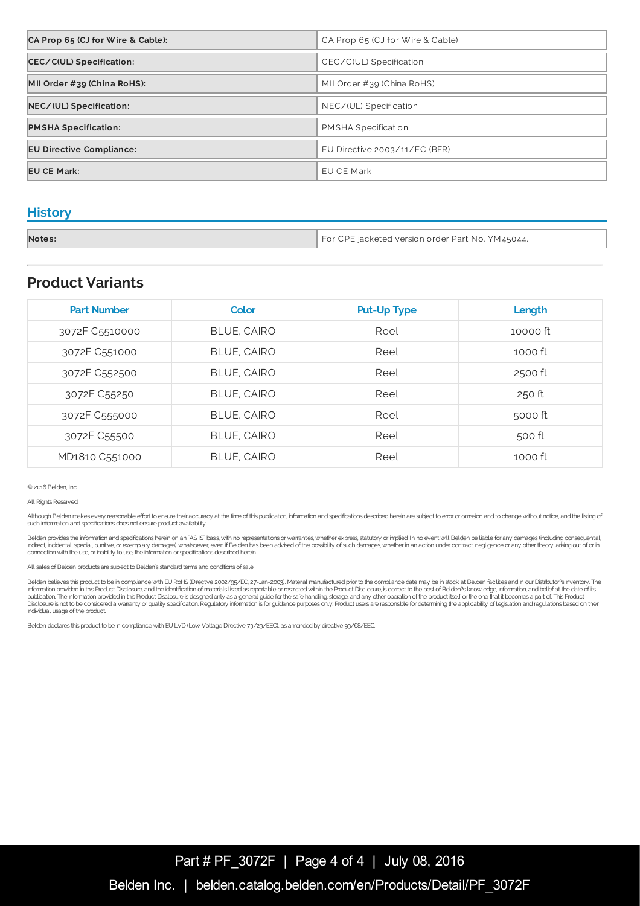| | |
|---|---|
| **CA Prop 65 (CJ for Wire & Cable):** | CA Prop 65 (CJ for Wire & Cable) |
| **CEC/C(UL) Specification:** | CEC/C(UL) Specification |
| **MII Order #39 (China RoHS):** | MII Order #39 (China RoHS) |
| **NEC/(UL) Specification:** | NEC/(UL) Specification |
| **PMSHA Specification:** | PMSHA Specification |
| **EU Directive Compliance:** | EU Directive 2003/11/EC (BFR) |
| **EU CE Mark:** | EU CE Mark |

## History

| | |
|---|---|
| **Notes:** | For CPE jacketed version order Part No. YM45044. |

## Product Variants

| Part Number | Color | Put-Up Type | Length |
|---|---|---|---|
| 3072F C5510000 | BLUE, CAIRO | Reel | 10000 ft |
| 3072F C551000 | BLUE, CAIRO | Reel | 1000 ft |
| 3072F C552500 | BLUE, CAIRO | Reel | 2500 ft |
| 3072F C55250 | BLUE, CAIRO | Reel | 250 ft |
| 3072F C555000 | BLUE, CAIRO | Reel | 5000 ft |
| 3072F C55500 | BLUE, CAIRO | Reel | 500 ft |
| MD1810 C551000 | BLUE, CAIRO | Reel | 1000 ft |

© 2016 Belden, Inc

All Rights Reserved.

Although Belden makes every reasonable effort to ensure their accuracy at the time of this publication, information and specifications described herein are subject to error or omission and to change without notice, and the listing of such information and specifications does not ensure product availability.

Belden provides the information and specifications herein on an "AS IS" basis, with no representations or warranties, whether express, statutory or implied. In no event will Belden be liable for any damages (including consequential, indirect, incidental, special, punitive, or exemplary damages) whatsoever, even if Belden has been advised of the possibility of such damages, whether in an action under contract, negligence or any other theory, arising out of or in connection with the use, or inability to use, the information or specifications described herein.

All sales of Belden products are subject to Belden's standard terms and conditions of sale.

Belden believes this product to be in compliance with EU RoHS (Directive 2002/95/EC, 27-Jan-2003). Material manufactured prior to the compliance date may be in stock at Belden facilities and in our Distributor?s inventory. The information provided in this Product Disclosure, and the identification of materials listed as reportable or restricted within the Product Disclosure, is correct to the best of Belden?s knowledge, information, and belief at the date of its publication. The information provided in this Product Disclosure is designed only as a general guide for the safe handling, storage, and any other operation of the product itself or the one that it becomes a part of. This Product Disclosure is not to be considered a warranty or quality specification. Regulatory information is for guidance purposes only. Product users are responsible for determining the applicability of legislation and regulations based on their individual usage of the product.

Belden declares this product to be in compliance with EU LVD (Low Voltage Directive 73/23/EEC), as amended by directive 93/68/EEC.